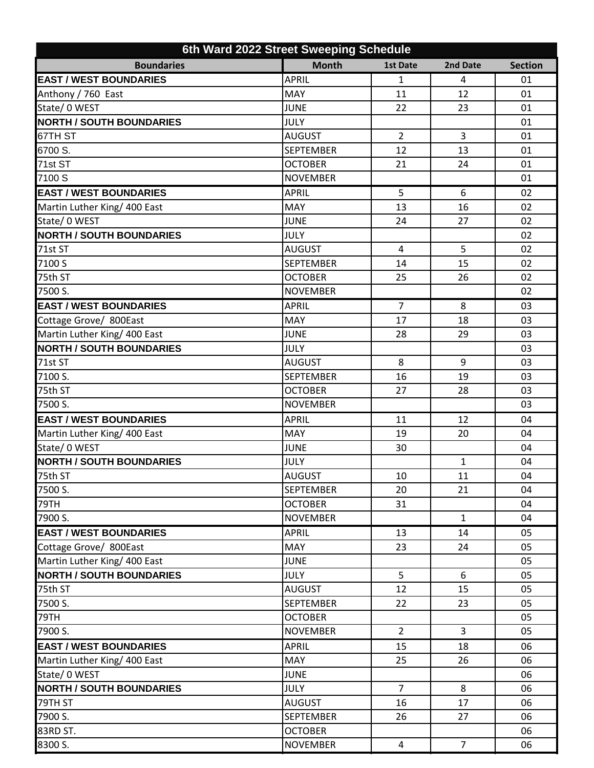| 6th Ward 2022 Street Sweeping Schedule | | | | |
|---|---|---|---|---|
| **Boundaries** | **Month** | **1st Date** | **2nd Date** | **Section** |
| **EAST / WEST BOUNDARIES** | APRIL | 1 | 4 | 01 |
| Anthony / 760 East | MAY | 11 | 12 | 01 |
| State/ 0 WEST | JUNE | 22 | 23 | 01 |
| **NORTH / SOUTH BOUNDARIES** | JULY | | | 01 |
| 67TH ST | AUGUST | 2 | 3 | 01 |
| 6700 S. | SEPTEMBER | 12 | 13 | 01 |
| 71st ST | OCTOBER | 21 | 24 | 01 |
| 7100 S | NOVEMBER | | | 01 |
| **EAST / WEST BOUNDARIES** | APRIL | 5 | 6 | 02 |
| Martin Luther King/ 400 East | MAY | 13 | 16 | 02 |
| State/ 0 WEST | JUNE | 24 | 27 | 02 |
| **NORTH / SOUTH BOUNDARIES** | JULY | | | 02 |
| 71st ST | AUGUST | 4 | 5 | 02 |
| 7100 S | SEPTEMBER | 14 | 15 | 02 |
| 75th ST | OCTOBER | 25 | 26 | 02 |
| 7500 S. | NOVEMBER | | | 02 |
| **EAST / WEST BOUNDARIES** | APRIL | 7 | 8 | 03 |
| Cottage Grove/ 800East | MAY | 17 | 18 | 03 |
| Martin Luther King/ 400 East | JUNE | 28 | 29 | 03 |
| **NORTH / SOUTH BOUNDARIES** | JULY | | | 03 |
| 71st ST | AUGUST | 8 | 9 | 03 |
| 7100 S. | SEPTEMBER | 16 | 19 | 03 |
| 75th ST | OCTOBER | 27 | 28 | 03 |
| 7500 S. | NOVEMBER | | | 03 |
| **EAST / WEST BOUNDARIES** | APRIL | 11 | 12 | 04 |
| Martin Luther King/ 400 East | MAY | 19 | 20 | 04 |
| State/ 0 WEST | JUNE | 30 | | 04 |
| **NORTH / SOUTH BOUNDARIES** | JULY | | 1 | 04 |
| 75th ST | AUGUST | 10 | 11 | 04 |
| 7500 S. | SEPTEMBER | 20 | 21 | 04 |
| 79TH | OCTOBER | 31 | | 04 |
| 7900 S. | NOVEMBER | | 1 | 04 |
| **EAST / WEST BOUNDARIES** | APRIL | 13 | 14 | 05 |
| Cottage Grove/ 800East | MAY | 23 | 24 | 05 |
| Martin Luther King/ 400 East | JUNE | | | 05 |
| **NORTH / SOUTH BOUNDARIES** | JULY | 5 | 6 | 05 |
| 75th ST | AUGUST | 12 | 15 | 05 |
| 7500 S. | SEPTEMBER | 22 | 23 | 05 |
| 79TH | OCTOBER | | | 05 |
| 7900 S. | NOVEMBER | 2 | 3 | 05 |
| **EAST / WEST BOUNDARIES** | APRIL | 15 | 18 | 06 |
| Martin Luther King/ 400 East | MAY | 25 | 26 | 06 |
| State/ 0 WEST | JUNE | | | 06 |
| **NORTH / SOUTH BOUNDARIES** | JULY | 7 | 8 | 06 |
| 79TH ST | AUGUST | 16 | 17 | 06 |
| 7900 S. | SEPTEMBER | 26 | 27 | 06 |
| 83RD ST. | OCTOBER | | | 06 |
| 8300 S. | NOVEMBER | 4 | 7 | 06 |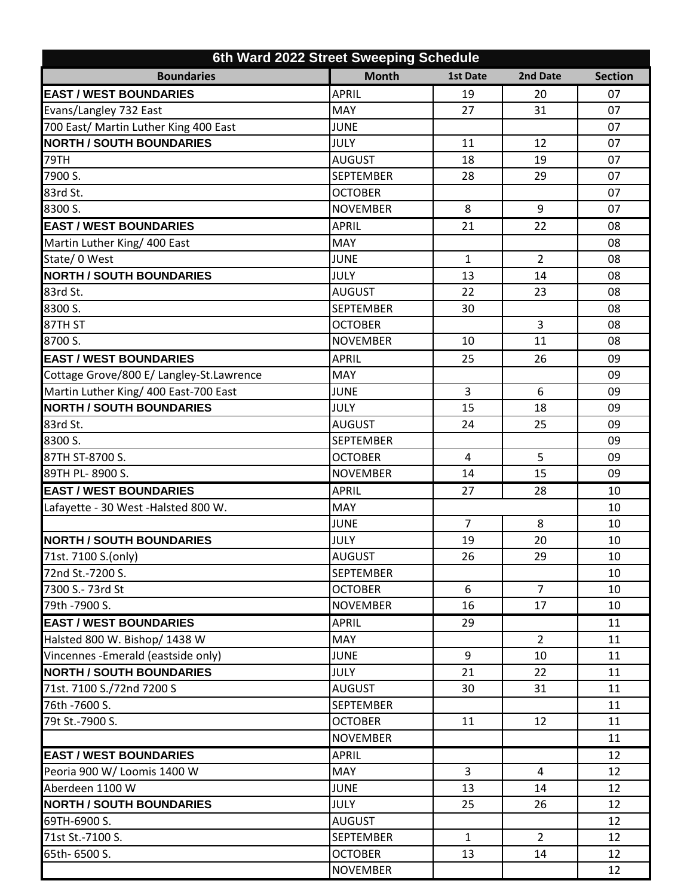| 6th Ward 2022 Street Sweeping Schedule | | | | |
|---|---|---|---|---|
| **Boundaries** | **Month** | **1st Date** | **2nd Date** | **Section** |
| **EAST / WEST BOUNDARIES** | APRIL | 19 | 20 | 07 |
| Evans/Langley 732 East | MAY | 27 | 31 | 07 |
| 700 East/ Martin Luther King 400 East | JUNE | | | 07 |
| **NORTH / SOUTH BOUNDARIES** | JULY | 11 | 12 | 07 |
| 79TH | AUGUST | 18 | 19 | 07 |
| 7900 S. | SEPTEMBER | 28 | 29 | 07 |
| 83rd St. | OCTOBER | | | 07 |
| 8300 S. | NOVEMBER | 8 | 9 | 07 |
| **EAST / WEST BOUNDARIES** | APRIL | 21 | 22 | 08 |
| Martin Luther King/ 400 East | MAY | | | 08 |
| State/ 0 West | JUNE | 1 | 2 | 08 |
| **NORTH / SOUTH BOUNDARIES** | JULY | 13 | 14 | 08 |
| 83rd St. | AUGUST | 22 | 23 | 08 |
| 8300 S. | SEPTEMBER | 30 | | 08 |
| 87TH ST | OCTOBER | | 3 | 08 |
| 8700 S. | NOVEMBER | 10 | 11 | 08 |
| **EAST / WEST BOUNDARIES** | APRIL | 25 | 26 | 09 |
| Cottage Grove/800 E/ Langley-St.Lawrence | MAY | | | 09 |
| Martin Luther King/ 400 East-700 East | JUNE | 3 | 6 | 09 |
| **NORTH / SOUTH BOUNDARIES** | JULY | 15 | 18 | 09 |
| 83rd St. | AUGUST | 24 | 25 | 09 |
| 8300 S. | SEPTEMBER | | | 09 |
| 87TH ST-8700 S. | OCTOBER | 4 | 5 | 09 |
| 89TH PL- 8900 S. | NOVEMBER | 14 | 15 | 09 |
| **EAST / WEST BOUNDARIES** | APRIL | 27 | 28 | 10 |
| Lafayette - 30 West -Halsted 800 W. | MAY | | | 10 |
| | JUNE | 7 | 8 | 10 |
| **NORTH / SOUTH BOUNDARIES** | JULY | 19 | 20 | 10 |
| 71st. 7100 S.(only) | AUGUST | 26 | 29 | 10 |
| 72nd St.-7200 S. | SEPTEMBER | | | 10 |
| 7300 S.- 73rd St | OCTOBER | 6 | 7 | 10 |
| 79th -7900 S. | NOVEMBER | 16 | 17 | 10 |
| **EAST / WEST BOUNDARIES** | APRIL | 29 | | 11 |
| Halsted 800 W. Bishop/ 1438 W | MAY | | 2 | 11 |
| Vincennes -Emerald (eastside only) | JUNE | 9 | 10 | 11 |
| **NORTH / SOUTH BOUNDARIES** | JULY | 21 | 22 | 11 |
| 71st. 7100 S./72nd 7200 S | AUGUST | 30 | 31 | 11 |
| 76th -7600 S. | SEPTEMBER | | | 11 |
| 79t St.-7900 S. | OCTOBER | 11 | 12 | 11 |
| | NOVEMBER | | | 11 |
| **EAST / WEST BOUNDARIES** | APRIL | | | 12 |
| Peoria 900 W/ Loomis 1400 W | MAY | 3 | 4 | 12 |
| Aberdeen 1100 W | JUNE | 13 | 14 | 12 |
| **NORTH / SOUTH BOUNDARIES** | JULY | 25 | 26 | 12 |
| 69TH-6900 S. | AUGUST | | | 12 |
| 71st St.-7100 S. | SEPTEMBER | 1 | 2 | 12 |
| 65th- 6500 S. | OCTOBER | 13 | 14 | 12 |
| | NOVEMBER | | | 12 |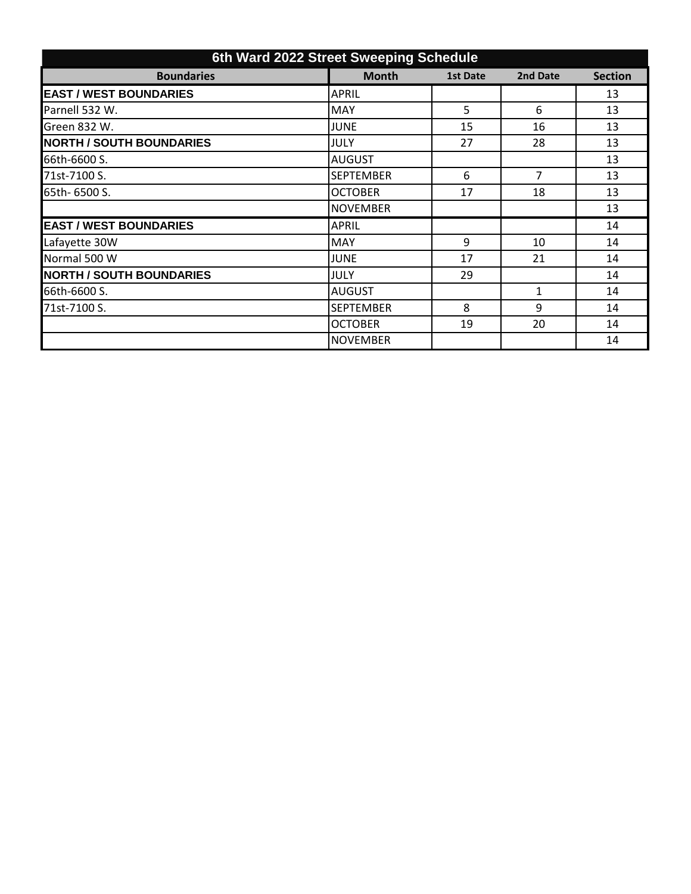## 6th Ward 2022 Street Sweeping Schedule

| Boundaries | Month | 1st Date | 2nd Date | Section |
|---|---|---|---|---|
| **EAST / WEST BOUNDARIES** | APRIL | | | 13 |
| Parnell 532 W. | MAY | 5 | 6 | 13 |
| Green 832 W. | JUNE | 15 | 16 | 13 |
| **NORTH / SOUTH BOUNDARIES** | JULY | 27 | 28 | 13 |
| 66th-6600 S. | AUGUST | | | 13 |
| 71st-7100 S. | SEPTEMBER | 6 | 7 | 13 |
| 65th- 6500 S. | OCTOBER | 17 | 18 | 13 |
| | NOVEMBER | | | 13 |
| **EAST / WEST BOUNDARIES** | APRIL | | | 14 |
| Lafayette 30W | MAY | 9 | 10 | 14 |
| Normal 500 W | JUNE | 17 | 21 | 14 |
| **NORTH / SOUTH BOUNDARIES** | JULY | 29 | | 14 |
| 66th-6600 S. | AUGUST | | 1 | 14 |
| 71st-7100 S. | SEPTEMBER | 8 | 9 | 14 |
| | OCTOBER | 19 | 20 | 14 |
| | NOVEMBER | | | 14 |